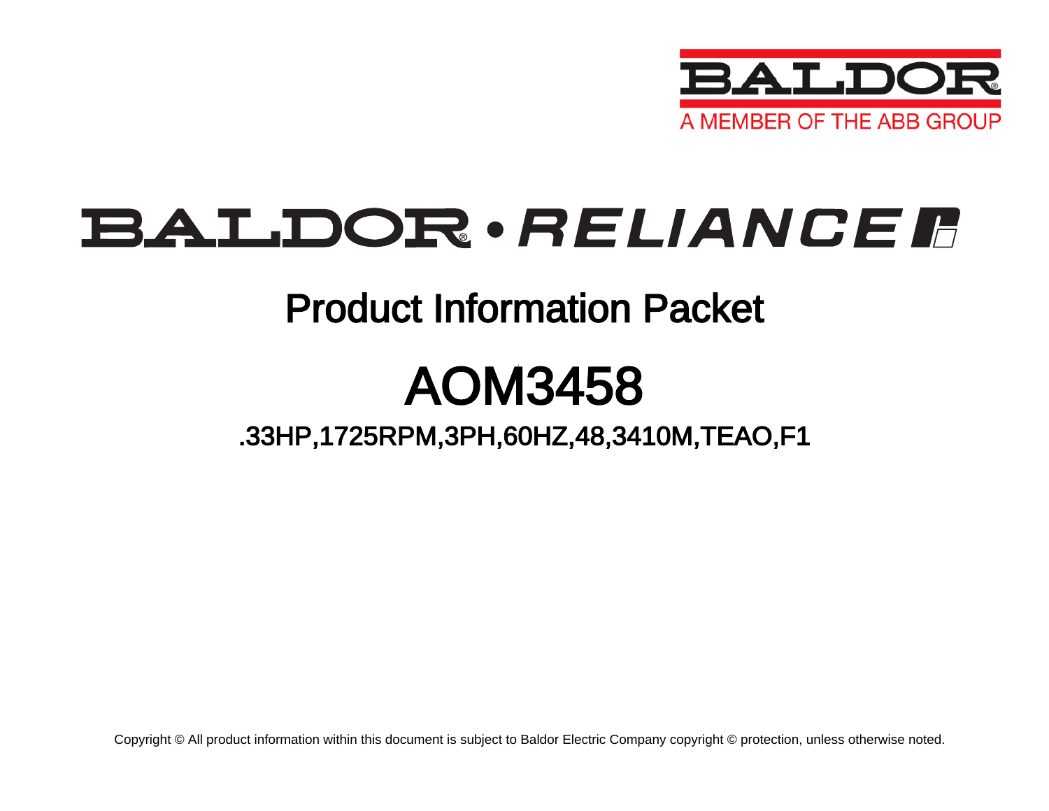BALDOR

A MEMBER OF THE ABB GROUP

BALDOR • RELIANCE

# Product Information Packet

# AOM3458

## .33HP,1725RPM,3PH,60HZ,48,3410M,TEAO,F1

Copyright © All product information within this document is subject to Baldor Electric Company copyright © protection, unless otherwise noted.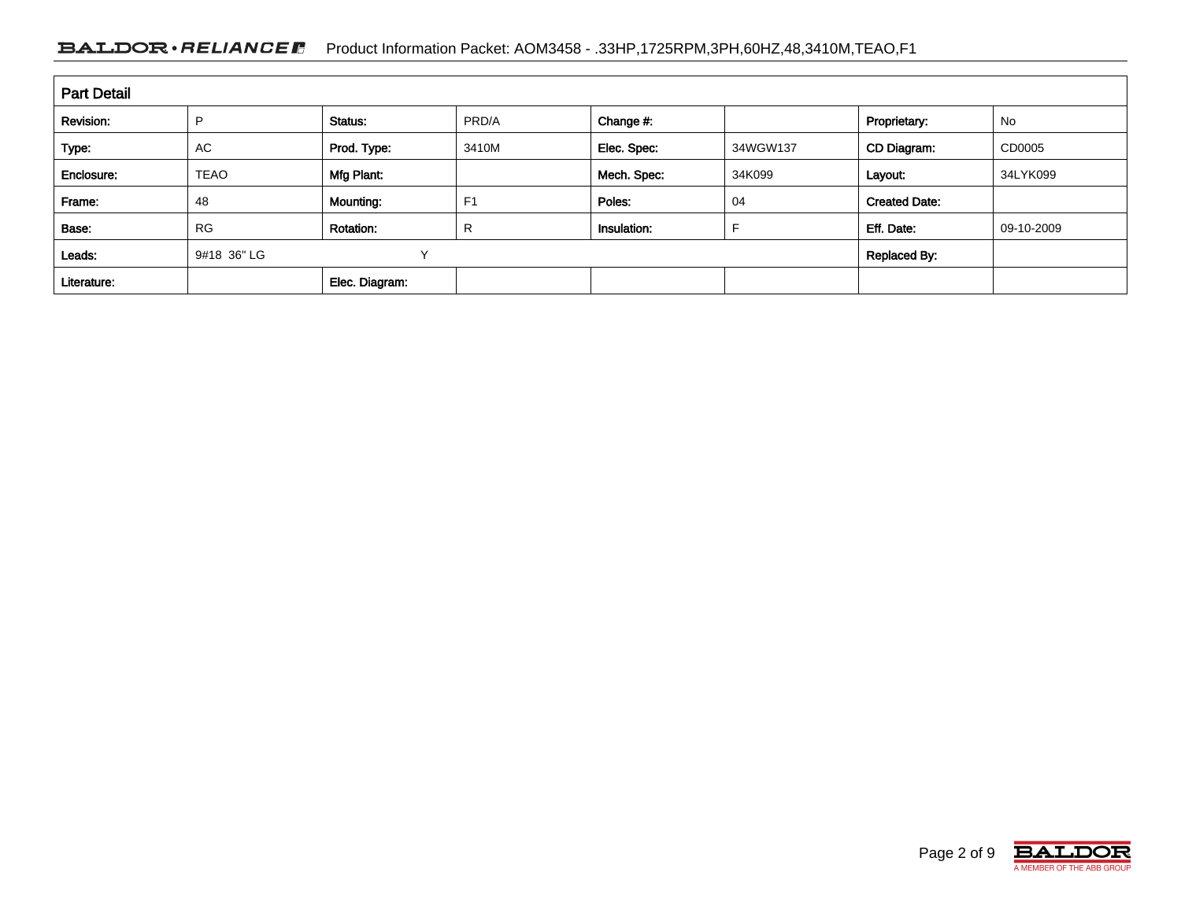## Part Detail

| | | | | | | | |
|---|---|---|---|---|---|---|---|
| **Revision:** | P | **Status:** | PRD/A | **Change #:** | | **Proprietary:** | No |
| **Type:** | AC | **Prod. Type:** | 3410M | **Elec. Spec:** | 34WGW137 | **CD Diagram:** | CD0005 |
| **Enclosure:** | TEAO | **Mfg Plant:** | | **Mech. Spec:** | 34K099 | **Layout:** | 34LYK099 |
| **Frame:** | 48 | **Mounting:** | F1 | **Poles:** | 04 | **Created Date:** | |
| **Base:** | RG | **Rotation:** | R | **Insulation:** | F | **Eff. Date:** | 09-10-2009 |
| **Leads:** | 9#18 36" LG | | Y | | | **Replaced By:** | |
| **Literature:** | | **Elec. Diagram:** | | | | | |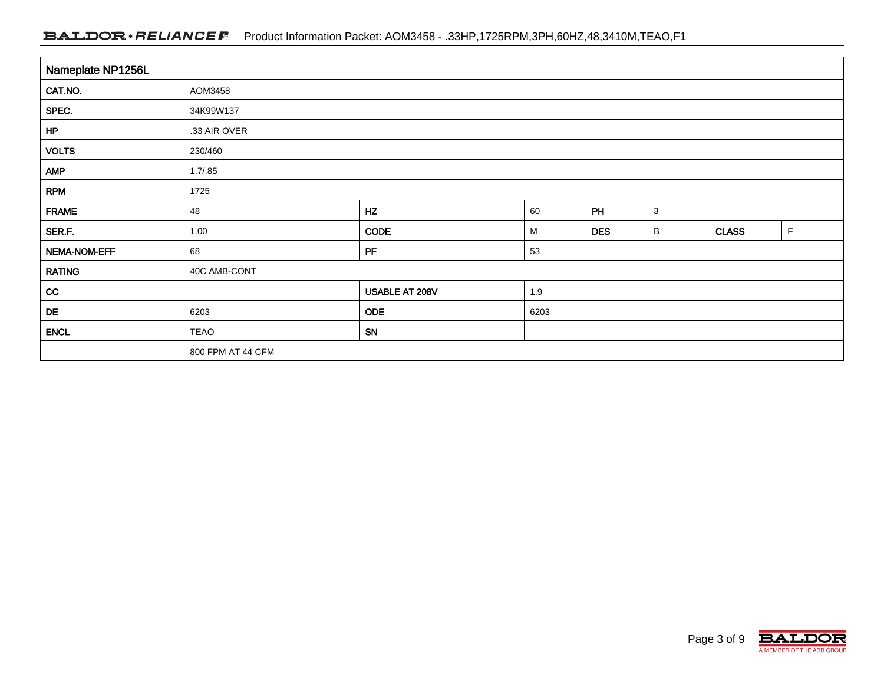| Nameplate NP1256L | | | | | | | |
|---|---|---|---|---|---|---|---|
| CAT.NO. | AOM3458 | | | | | | |
| SPEC. | 34K99W137 | | | | | | |
| HP | .33 AIR OVER | | | | | | |
| VOLTS | 230/460 | | | | | | |
| AMP | 1.7/.85 | | | | | | |
| RPM | 1725 | | | | | | |
| FRAME | 48 | HZ | 60 | PH | 3 | | |
| SER.F. | 1.00 | CODE | M | DES | B | CLASS | F |
| NEMA-NOM-EFF | 68 | PF | 53 | | | | |
| RATING | 40C AMB-CONT | | | | | | |
| CC | | USABLE AT 208V | 1.9 | | | | |
| DE | 6203 | ODE | 6203 | | | | |
| ENCL | TEAO | SN | | | | | |
| | 800 FPM AT 44 CFM | | | | | | |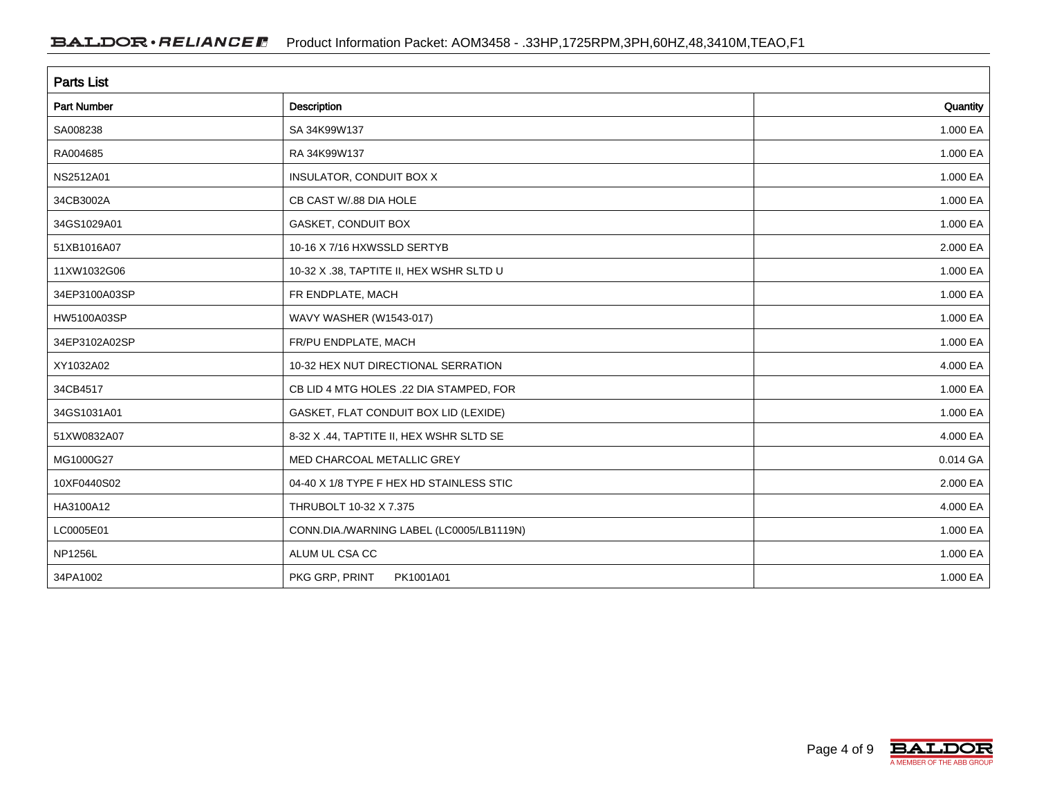## Parts List

| Part Number | Description | Quantity |
|---|---|---|
| SA008238 | SA 34K99W137 | 1.000 EA |
| RA004685 | RA 34K99W137 | 1.000 EA |
| NS2512A01 | INSULATOR, CONDUIT BOX X | 1.000 EA |
| 34CB3002A | CB CAST W/.88 DIA HOLE | 1.000 EA |
| 34GS1029A01 | GASKET, CONDUIT BOX | 1.000 EA |
| 51XB1016A07 | 10-16 X 7/16 HXWSSLD SERTYB | 2.000 EA |
| 11XW1032G06 | 10-32 X .38, TAPTITE II, HEX WSHR SLTD U | 1.000 EA |
| 34EP3100A03SP | FR ENDPLATE, MACH | 1.000 EA |
| HW5100A03SP | WAVY WASHER (W1543-017) | 1.000 EA |
| 34EP3102A02SP | FR/PU ENDPLATE, MACH | 1.000 EA |
| XY1032A02 | 10-32 HEX NUT DIRECTIONAL SERRATION | 4.000 EA |
| 34CB4517 | CB LID 4 MTG HOLES .22 DIA STAMPED, FOR | 1.000 EA |
| 34GS1031A01 | GASKET, FLAT CONDUIT BOX LID (LEXIDE) | 1.000 EA |
| 51XW0832A07 | 8-32 X .44, TAPTITE II, HEX WSHR SLTD SE | 4.000 EA |
| MG1000G27 | MED CHARCOAL METALLIC GREY | 0.014 GA |
| 10XF0440S02 | 04-40 X 1/8 TYPE F HEX HD STAINLESS STIC | 2.000 EA |
| HA3100A12 | THRUBOLT 10-32 X 7.375 | 4.000 EA |
| LC0005E01 | CONN.DIA./WARNING LABEL (LC0005/LB1119N) | 1.000 EA |
| NP1256L | ALUM UL CSA CC | 1.000 EA |
| 34PA1002 | PKG GRP, PRINT PK1001A01 | 1.000 EA |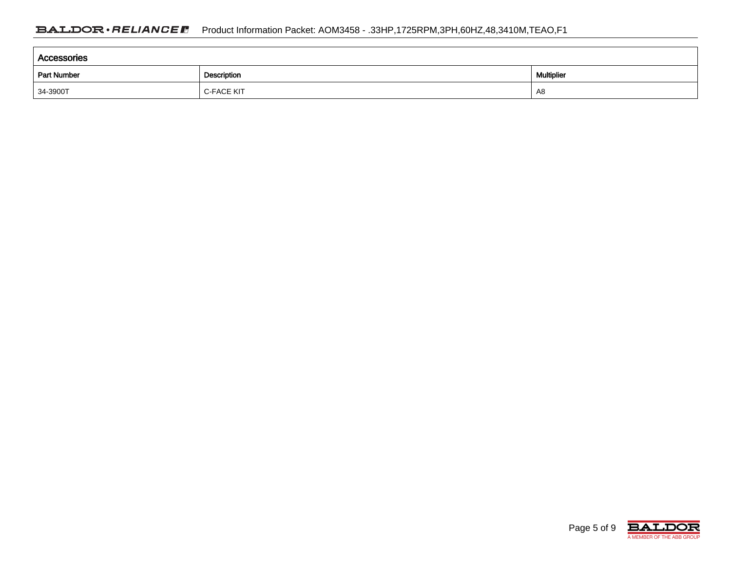## Accessories

| Part Number | Description | Multiplier |
| --- | --- | --- |
| 34-3900T | C-FACE KIT | A8 |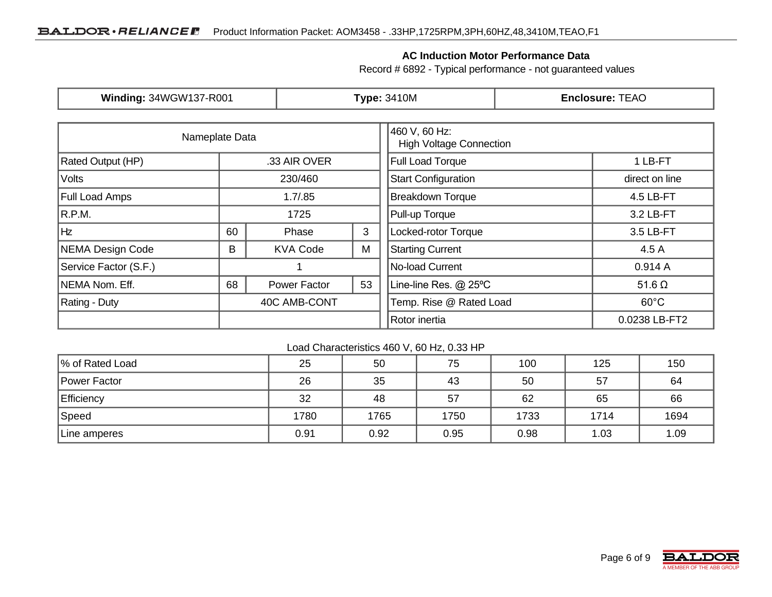## AC Induction Motor Performance Data

Record # 6892 - Typical performance - not guaranteed values

| **Winding:** 34WGW137-R001 | **Type:** 3410M | **Enclosure:** TEAO |
|---|---|---|

| Nameplate Data | | | | 460 V, 60 Hz: High Voltage Connection | |
|---|---|---|---|---|---|
| Rated Output (HP) | .33 AIR OVER | | | Full Load Torque | 1 LB-FT |
| Volts | 230/460 | | | Start Configuration | direct on line |
| Full Load Amps | 1.7/.85 | | | Breakdown Torque | 4.5 LB-FT |
| R.P.M. | 1725 | | | Pull-up Torque | 3.2 LB-FT |
| Hz | 60 | Phase | 3 | Locked-rotor Torque | 3.5 LB-FT |
| NEMA Design Code | B | KVA Code | M | Starting Current | 4.5 A |
| Service Factor (S.F.) | 1 | | | No-load Current | 0.914 A |
| NEMA Nom. Eff. | 68 | Power Factor | 53 | Line-line Res. @ 25ºC | 51.6 Ω |
| Rating - Duty | 40C AMB-CONT | | | Temp. Rise @ Rated Load | 60°C |
| | | | | Rotor inertia | 0.0238 LB-FT2 |

Load Characteristics 460 V, 60 Hz, 0.33 HP

| % of Rated Load | 25 | 50 | 75 | 100 | 125 | 150 |
|---|---|---|---|---|---|---|
| Power Factor | 26 | 35 | 43 | 50 | 57 | 64 |
| Efficiency | 32 | 48 | 57 | 62 | 65 | 66 |
| Speed | 1780 | 1765 | 1750 | 1733 | 1714 | 1694 |
| Line amperes | 0.91 | 0.92 | 0.95 | 0.98 | 1.03 | 1.09 |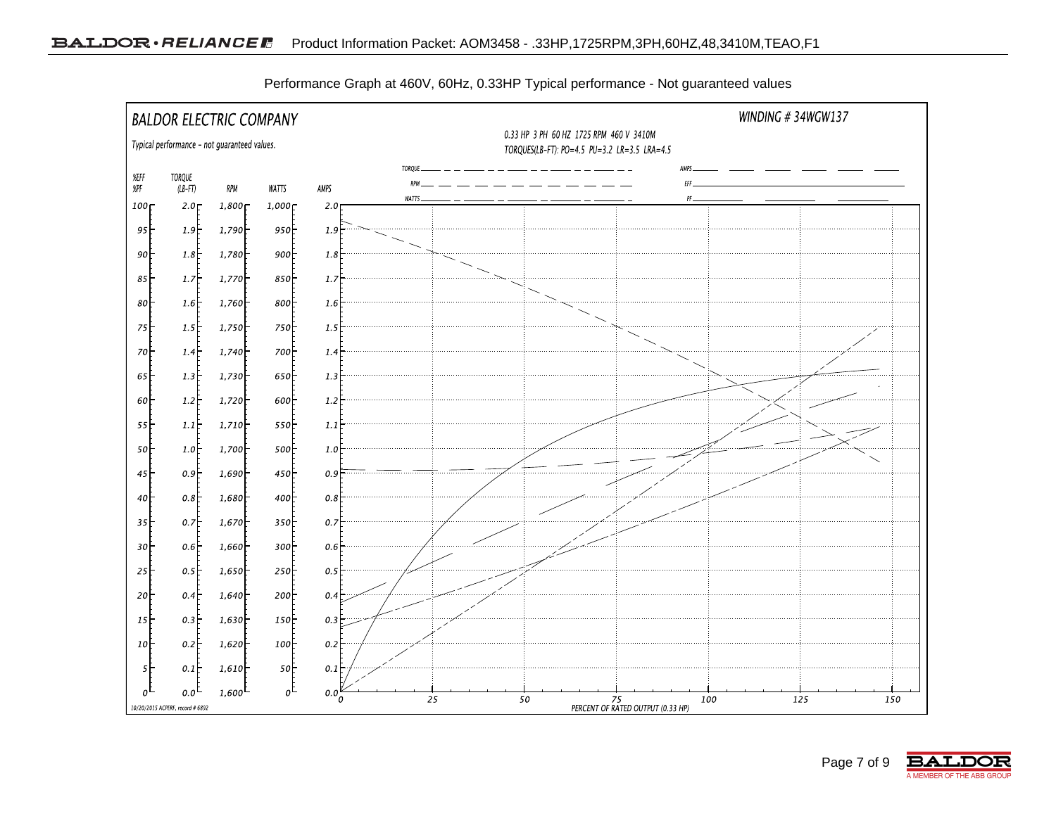Performance Graph at 460V, 60Hz, 0.33HP Typical performance - Not guaranteed values

BALDOR ELECTRIC COMPANY

Typical performance - not guaranteed values.

WINDING # 34WGW137

0.33 HP 3 PH 60 HZ 1725 RPM 460 V 3410M

TORQUES(LB-FT): PO=4.5 PU=3.2 LR=3.5 LRA=4.5

TORQUE

RPM

WATTS

AMPS

EFF

PF

%EFF %PF: 0, 5, 10, 15, 20, 25, 30, 35, 40, 45, 50, 55, 60, 65, 70, 75, 80, 85, 90, 95, 100

TORQUE (LB-FT): 0.0, 0.1, 0.2, 0.3, 0.4, 0.5, 0.6, 0.7, 0.8, 0.9, 1.0, 1.1, 1.2, 1.3, 1.4, 1.5, 1.6, 1.7, 1.8, 1.9, 2.0

RPM: 1,600, 1,610, 1,620, 1,630, 1,640, 1,650, 1,660, 1,670, 1,680, 1,690, 1,700, 1,710, 1,720, 1,730, 1,740, 1,750, 1,760, 1,770, 1,780, 1,790, 1,800

WATTS: 0, 50, 100, 150, 200, 250, 300, 350, 400, 450, 500, 550, 600, 650, 700, 750, 800, 850, 900, 950, 1,000

AMPS: 0.0, 0.1, 0.2, 0.3, 0.4, 0.5, 0.6, 0.7, 0.8, 0.9, 1.0, 1.1, 1.2, 1.3, 1.4, 1.5, 1.6, 1.7, 1.8, 1.9, 2.0

0, 25, 50, 75, 100, 125, 150

PERCENT OF RATED OUTPUT (0.33 HP)

10/20/2015 ACPERF, record # 6892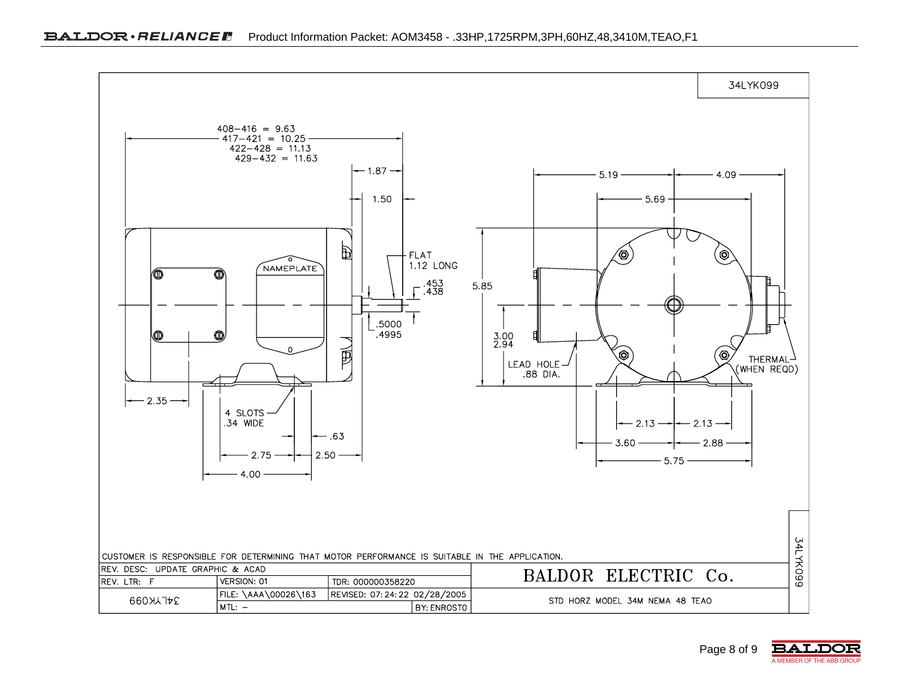34LYK099

408–416 = 9.63
417–421 = 10.25
422–428 = 11.13
429–432 = 11.63

1.87

1.50

FLAT
1.12 LONG

.453
.438

.5000
.4995

NAMEPLATE

2.35

4 SLOTS
.34 WIDE

.63

2.75

2.50

4.00

5.19

4.09

5.69

5.85

3.00
2.94

LEAD HOLE
.88 DIA.

THERMAL
(WHEN REQD)

2.13

2.13

3.60

2.88

5.75

CUSTOMER IS RESPONSIBLE FOR DETERMINING THAT MOTOR PERFORMANCE IS SUITABLE IN THE APPLICATION.

| | | | |
|---|---|---|---|
| REV. DESC: UPDATE GRAPHIC & ACAD | | | BALDOR ELECTRIC Co. |
| REV. LTR: F | VERSION: 01 | TDR: 000000358220 | |
| 34LYK099 | FILE: \AAA\00026\163 | REVISED: 07:24:22 02/28/2005 | STD HORZ MODEL 34M NEMA 48 TEAO |
| | MTL: – | BY: ENROSTO | |

34LYK099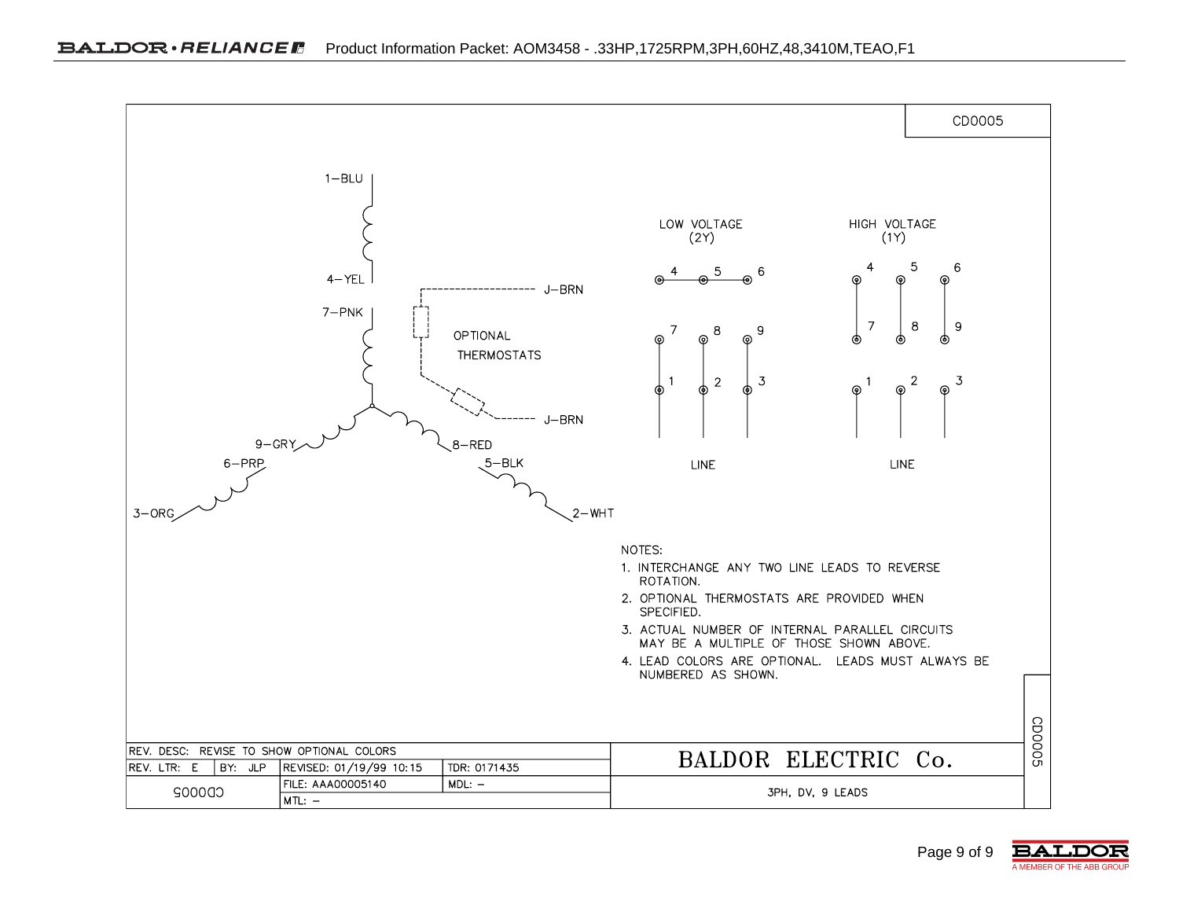CD0005

1-BLU

4-YEL

7-PNK

J-BRN

OPTIONAL

THERMOSTATS

J-BRN

9-GRY

8-RED

6-PRP

5-BLK

3-ORG

2-WHT

LOW VOLTAGE
(2Y)

4 5 6

7 8 9

1 2 3

LINE

HIGH VOLTAGE
(1Y)

4 5 6

7 8 9

1 2 3

LINE

NOTES:

1. INTERCHANGE ANY TWO LINE LEADS TO REVERSE ROTATION.
2. OPTIONAL THERMOSTATS ARE PROVIDED WHEN SPECIFIED.
3. ACTUAL NUMBER OF INTERNAL PARALLEL CIRCUITS MAY BE A MULTIPLE OF THOSE SHOWN ABOVE.
4. LEAD COLORS ARE OPTIONAL. LEADS MUST ALWAYS BE NUMBERED AS SHOWN.

| | | | | |
|---|---|---|---|---|
| REV. DESC: REVISE TO SHOW OPTIONAL COLORS | | | | BALDOR ELECTRIC Co. |
| REV. LTR: E | BY: JLP | REVISED: 01/19/99 10:15 | TDR: 0171435 | |
| CD0005 | | FILE: AAA00005140 | MDL: – | 3PH, DV, 9 LEADS |
| | | MTL: – | | |

CD0005